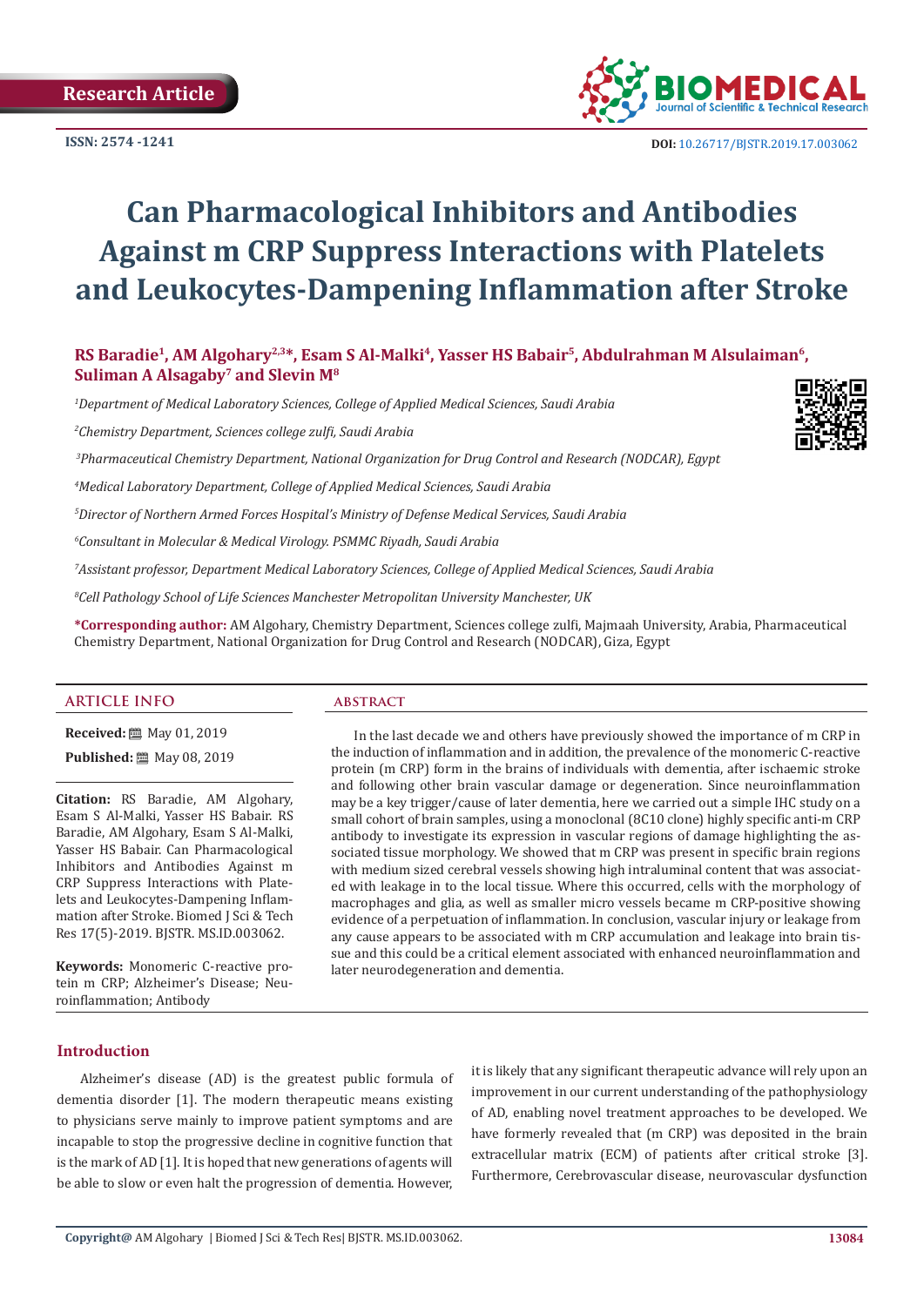Research Article

ISSN: 2574 -1241

DOI: 10.26717/BJSTR.2019.17.003062

# Can Pharmacological Inhibitors and Antibodies Against m CRP Suppress Interactions with Platelets and Leukocytes-Dampening Inflammation after Stroke

**RS Baradie[1], AM Algohary[2,3]*, Esam S Al-Malki[4], Yasser HS Babair[5], Abdulrahman M Alsulaiman[6], Suliman A Alsagaby[7] and Slevin M[8]**

*[1]Department of Medical Laboratory Sciences, College of Applied Medical Sciences, Saudi Arabia*

*[2]Chemistry Department, Sciences college zulfi, Saudi Arabia*

*[3]Pharmaceutical Chemistry Department, National Organization for Drug Control and Research (NODCAR), Egypt*

*[4]Medical Laboratory Department, College of Applied Medical Sciences, Saudi Arabia*

*[5]Director of Northern Armed Forces Hospital's Ministry of Defense Medical Services, Saudi Arabia*

*[6]Consultant in Molecular & Medical Virology. PSMMC Riyadh, Saudi Arabia*

*[7]Assistant professor, Department Medical Laboratory Sciences, College of Applied Medical Sciences, Saudi Arabia*

*[8]Cell Pathology School of Life Sciences Manchester Metropolitan University Manchester, UK*

**\*Corresponding author:** AM Algohary, Chemistry Department, Sciences college zulfi, Majmaah University, Arabia, Pharmaceutical Chemistry Department, National Organization for Drug Control and Research (NODCAR), Giza, Egypt

## ARTICLE INFO

**Received:** May 01, 2019

**Published:** May 08, 2019

**Citation:** RS Baradie, AM Algohary, Esam S Al-Malki, Yasser HS Babair. RS Baradie, AM Algohary, Esam S Al-Malki, Yasser HS Babair. Can Pharmacological Inhibitors and Antibodies Against m CRP Suppress Interactions with Platelets and Leukocytes-Dampening Inflammation after Stroke. Biomed J Sci & Tech Res 17(5)-2019. BJSTR. MS.ID.003062.

**Keywords:** Monomeric C-reactive protein m CRP; Alzheimer's Disease; Neuroinflammation; Antibody

## ABSTRACT

In the last decade we and others have previously showed the importance of m CRP in the induction of inflammation and in addition, the prevalence of the monomeric C-reactive protein (m CRP) form in the brains of individuals with dementia, after ischaemic stroke and following other brain vascular damage or degeneration. Since neuroinflammation may be a key trigger/cause of later dementia, here we carried out a simple IHC study on a small cohort of brain samples, using a monoclonal (8C10 clone) highly specific anti-m CRP antibody to investigate its expression in vascular regions of damage highlighting the associated tissue morphology. We showed that m CRP was present in specific brain regions with medium sized cerebral vessels showing high intraluminal content that was associated with leakage in to the local tissue. Where this occurred, cells with the morphology of macrophages and glia, as well as smaller micro vessels became m CRP-positive showing evidence of a perpetuation of inflammation. In conclusion, vascular injury or leakage from any cause appears to be associated with m CRP accumulation and leakage into brain tissue and this could be a critical element associated with enhanced neuroinflammation and later neurodegeneration and dementia.

## Introduction

Alzheimer's disease (AD) is the greatest public formula of dementia disorder [1]. The modern therapeutic means existing to physicians serve mainly to improve patient symptoms and are incapable to stop the progressive decline in cognitive function that is the mark of AD [1]. It is hoped that new generations of agents will be able to slow or even halt the progression of dementia. However, it is likely that any significant therapeutic advance will rely upon an improvement in our current understanding of the pathophysiology of AD, enabling novel treatment approaches to be developed. We have formerly revealed that (m CRP) was deposited in the brain extracellular matrix (ECM) of patients after critical stroke [3]. Furthermore, Cerebrovascular disease, neurovascular dysfunction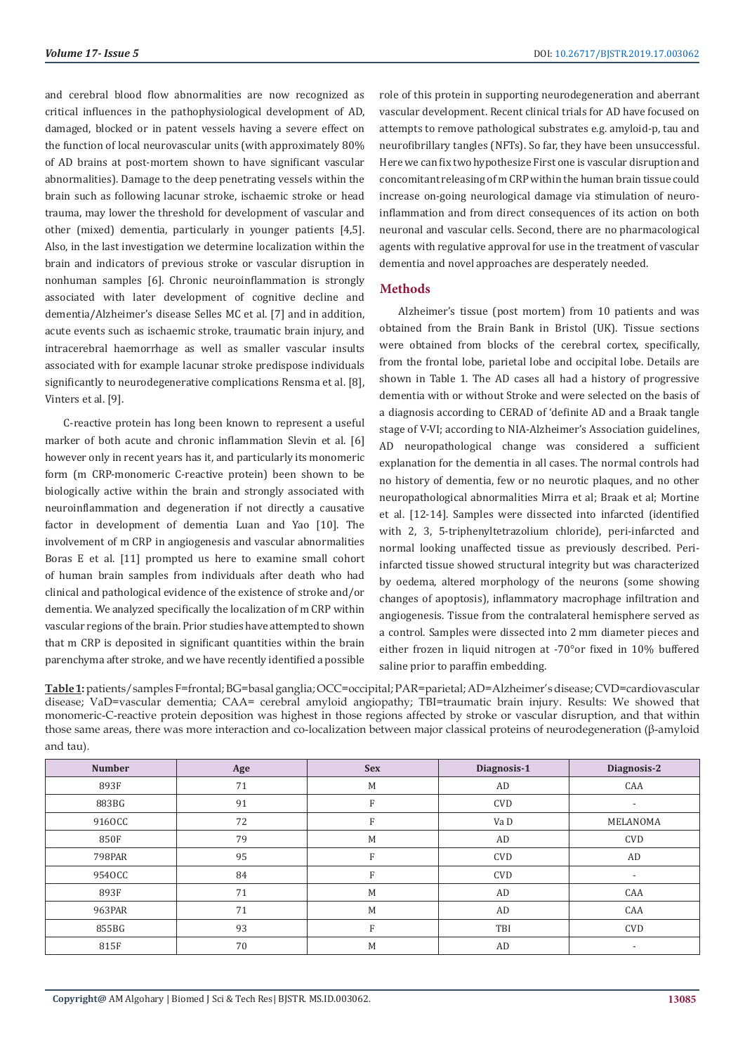and cerebral blood flow abnormalities are now recognized as critical influences in the pathophysiological development of AD, damaged, blocked or in patent vessels having a severe effect on the function of local neurovascular units (with approximately 80% of AD brains at post-mortem shown to have significant vascular abnormalities). Damage to the deep penetrating vessels within the brain such as following lacunar stroke, ischaemic stroke or head trauma, may lower the threshold for development of vascular and other (mixed) dementia, particularly in younger patients [4,5]. Also, in the last investigation we determine localization within the brain and indicators of previous stroke or vascular disruption in nonhuman samples [6]. Chronic neuroinflammation is strongly associated with later development of cognitive decline and dementia/Alzheimer's disease Selles MC et al. [7] and in addition, acute events such as ischaemic stroke, traumatic brain injury, and intracerebral haemorrhage as well as smaller vascular insults associated with for example lacunar stroke predispose individuals significantly to neurodegenerative complications Rensma et al. [8], Vinters et al. [9].

C-reactive protein has long been known to represent a useful marker of both acute and chronic inflammation Slevin et al. [6] however only in recent years has it, and particularly its monomeric form (m CRP-monomeric C-reactive protein) been shown to be biologically active within the brain and strongly associated with neuroinflammation and degeneration if not directly a causative factor in development of dementia Luan and Yao [10]. The involvement of m CRP in angiogenesis and vascular abnormalities Boras E et al. [11] prompted us here to examine small cohort of human brain samples from individuals after death who had clinical and pathological evidence of the existence of stroke and/or dementia. We analyzed specifically the localization of m CRP within vascular regions of the brain. Prior studies have attempted to shown that m CRP is deposited in significant quantities within the brain parenchyma after stroke, and we have recently identified a possible role of this protein in supporting neurodegeneration and aberrant vascular development. Recent clinical trials for AD have focused on attempts to remove pathological substrates e.g. amyloid-p, tau and neurofibrillary tangles (NFTs). So far, they have been unsuccessful. Here we can fix two hypothesize First one is vascular disruption and concomitant releasing of m CRP within the human brain tissue could increase on-going neurological damage via stimulation of neuro-inflammation and from direct consequences of its action on both neuronal and vascular cells. Second, there are no pharmacological agents with regulative approval for use in the treatment of vascular dementia and novel approaches are desperately needed.

## Methods

Alzheimer's tissue (post mortem) from 10 patients and was obtained from the Brain Bank in Bristol (UK). Tissue sections were obtained from blocks of the cerebral cortex, specifically, from the frontal lobe, parietal lobe and occipital lobe. Details are shown in Table 1. The AD cases all had a history of progressive dementia with or without Stroke and were selected on the basis of a diagnosis according to CERAD of 'definite AD and a Braak tangle stage of V-VI; according to NIA-Alzheimer's Association guidelines, AD neuropathological change was considered a sufficient explanation for the dementia in all cases. The normal controls had no history of dementia, few or no neurotic plaques, and no other neuropathological abnormalities Mirra et al; Braak et al; Mortine et al. [12-14]. Samples were dissected into infarcted (identified with 2, 3, 5-triphenyltetrazolium chloride), peri-infarcted and normal looking unaffected tissue as previously described. Peri-infarcted tissue showed structural integrity but was characterized by oedema, altered morphology of the neurons (some showing changes of apoptosis), inflammatory macrophage infiltration and angiogenesis. Tissue from the contralateral hemisphere served as a control. Samples were dissected into 2 mm diameter pieces and either frozen in liquid nitrogen at -70°or fixed in 10% buffered saline prior to paraffin embedding.

**Table 1:** patients/samples F=frontal; BG=basal ganglia; OCC=occipital; PAR=parietal; AD=Alzheimer's disease; CVD=cardiovascular disease; VaD=vascular dementia; CAA= cerebral amyloid angiopathy; TBI=traumatic brain injury. Results: We showed that monomeric-C-reactive protein deposition was highest in those regions affected by stroke or vascular disruption, and that within those same areas, there was more interaction and co-localization between major classical proteins of neurodegeneration (β-amyloid and tau).

| Number | Age | Sex | Diagnosis-1 | Diagnosis-2 |
|---|---|---|---|---|
| 893F | 71 | M | AD | CAA |
| 883BG | 91 | F | CVD | - |
| 916OCC | 72 | F | Va D | MELANOMA |
| 850F | 79 | M | AD | CVD |
| 798PAR | 95 | F | CVD | AD |
| 954OCC | 84 | F | CVD | - |
| 893F | 71 | M | AD | CAA |
| 963PAR | 71 | M | AD | CAA |
| 855BG | 93 | F | TBI | CVD |
| 815F | 70 | M | AD | - |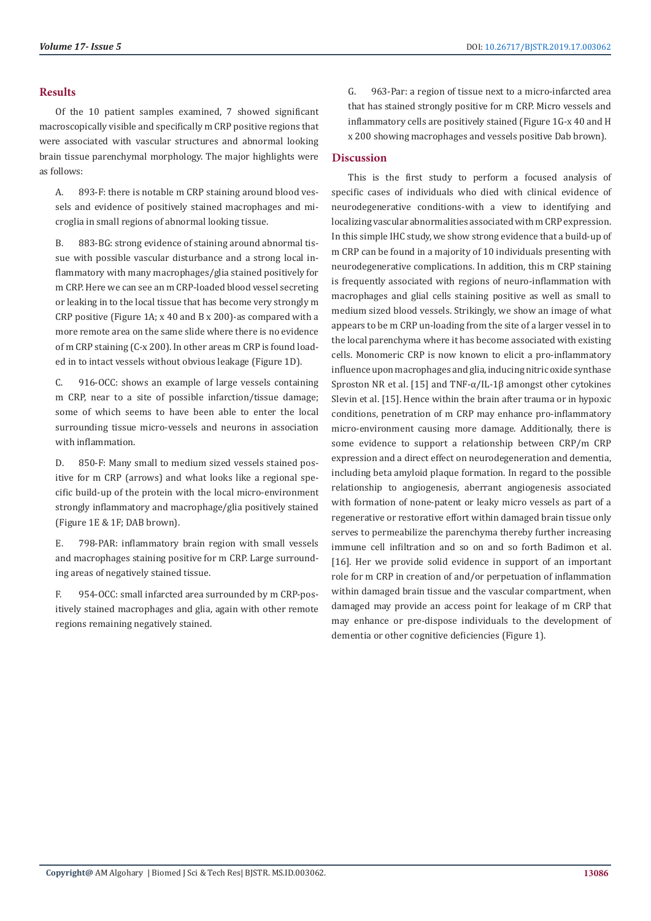## Results

Of the 10 patient samples examined, 7 showed significant macroscopically visible and specifically m CRP positive regions that were associated with vascular structures and abnormal looking brain tissue parenchymal morphology. The major highlights were as follows:

A. 893-F: there is notable m CRP staining around blood vessels and evidence of positively stained macrophages and microglia in small regions of abnormal looking tissue.

B. 883-BG: strong evidence of staining around abnormal tissue with possible vascular disturbance and a strong local inflammatory with many macrophages/glia stained positively for m CRP. Here we can see an m CRP-loaded blood vessel secreting or leaking in to the local tissue that has become very strongly m CRP positive (Figure 1A; x 40 and B x 200)-as compared with a more remote area on the same slide where there is no evidence of m CRP staining (C-x 200). In other areas m CRP is found loaded in to intact vessels without obvious leakage (Figure 1D).

C. 916-OCC: shows an example of large vessels containing m CRP, near to a site of possible infarction/tissue damage; some of which seems to have been able to enter the local surrounding tissue micro-vessels and neurons in association with inflammation.

D. 850-F: Many small to medium sized vessels stained positive for m CRP (arrows) and what looks like a regional specific build-up of the protein with the local micro-environment strongly inflammatory and macrophage/glia positively stained (Figure 1E & 1F; DAB brown).

E. 798-PAR: inflammatory brain region with small vessels and macrophages staining positive for m CRP. Large surrounding areas of negatively stained tissue.

F. 954-OCC: small infarcted area surrounded by m CRP-positively stained macrophages and glia, again with other remote regions remaining negatively stained.

G. 963-Par: a region of tissue next to a micro-infarcted area that has stained strongly positive for m CRP. Micro vessels and inflammatory cells are positively stained (Figure 1G-x 40 and H x 200 showing macrophages and vessels positive Dab brown).

## Discussion

This is the first study to perform a focused analysis of specific cases of individuals who died with clinical evidence of neurodegenerative conditions-with a view to identifying and localizing vascular abnormalities associated with m CRP expression. In this simple IHC study, we show strong evidence that a build-up of m CRP can be found in a majority of 10 individuals presenting with neurodegenerative complications. In addition, this m CRP staining is frequently associated with regions of neuro-inflammation with macrophages and glial cells staining positive as well as small to medium sized blood vessels. Strikingly, we show an image of what appears to be m CRP un-loading from the site of a larger vessel in to the local parenchyma where it has become associated with existing cells. Monomeric CRP is now known to elicit a pro-inflammatory influence upon macrophages and glia, inducing nitric oxide synthase Sproston NR et al. [15] and TNF-α/IL-1β amongst other cytokines Slevin et al. [15]. Hence within the brain after trauma or in hypoxic conditions, penetration of m CRP may enhance pro-inflammatory micro-environment causing more damage. Additionally, there is some evidence to support a relationship between CRP/m CRP expression and a direct effect on neurodegeneration and dementia, including beta amyloid plaque formation. In regard to the possible relationship to angiogenesis, aberrant angiogenesis associated with formation of none-patent or leaky micro vessels as part of a regenerative or restorative effort within damaged brain tissue only serves to permeabilize the parenchyma thereby further increasing immune cell infiltration and so on and so forth Badimon et al. [16]. Her we provide solid evidence in support of an important role for m CRP in creation of and/or perpetuation of inflammation within damaged brain tissue and the vascular compartment, when damaged may provide an access point for leakage of m CRP that may enhance or pre-dispose individuals to the development of dementia or other cognitive deficiencies (Figure 1).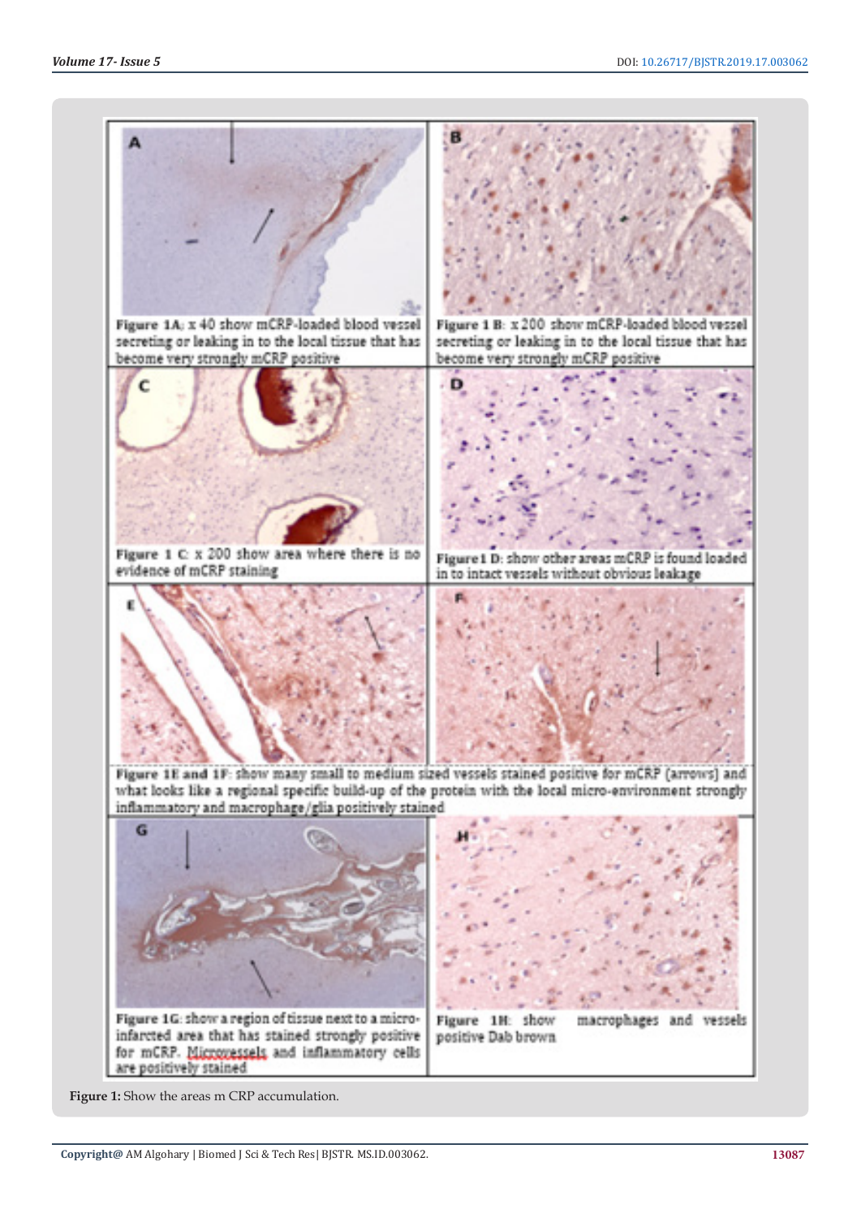Figure 1A: x 40 show mCRP-loaded blood vessel secreting or leaking in to the local tissue that has become very strongly mCRP positive

Figure 1 B: x 200 show mCRP-loaded blood vessel secreting or leaking in to the local tissue that has become very strongly mCRP positive

Figure 1 C: x 200 show area where there is no evidence of mCRP staining

Figure 1 D: show other areas mCRP is found loaded in to intact vessels without obvious leakage

Figure 1E and 1F: show many small to medium sized vessels stained positive for mCRP (arrows) and what looks like a regional specific build-up of the protein with the local micro-environment strongly inflammatory and macrophage/glia positively stained

Figure 1G: show a region of tissue next to a micro-infarcted area that has stained strongly positive for mCRP. Microvessels and inflammatory cells are positively stained

Figure 1H: show macrophages and vessels positive Dab brown

**Figure 1:** Show the areas m CRP accumulation.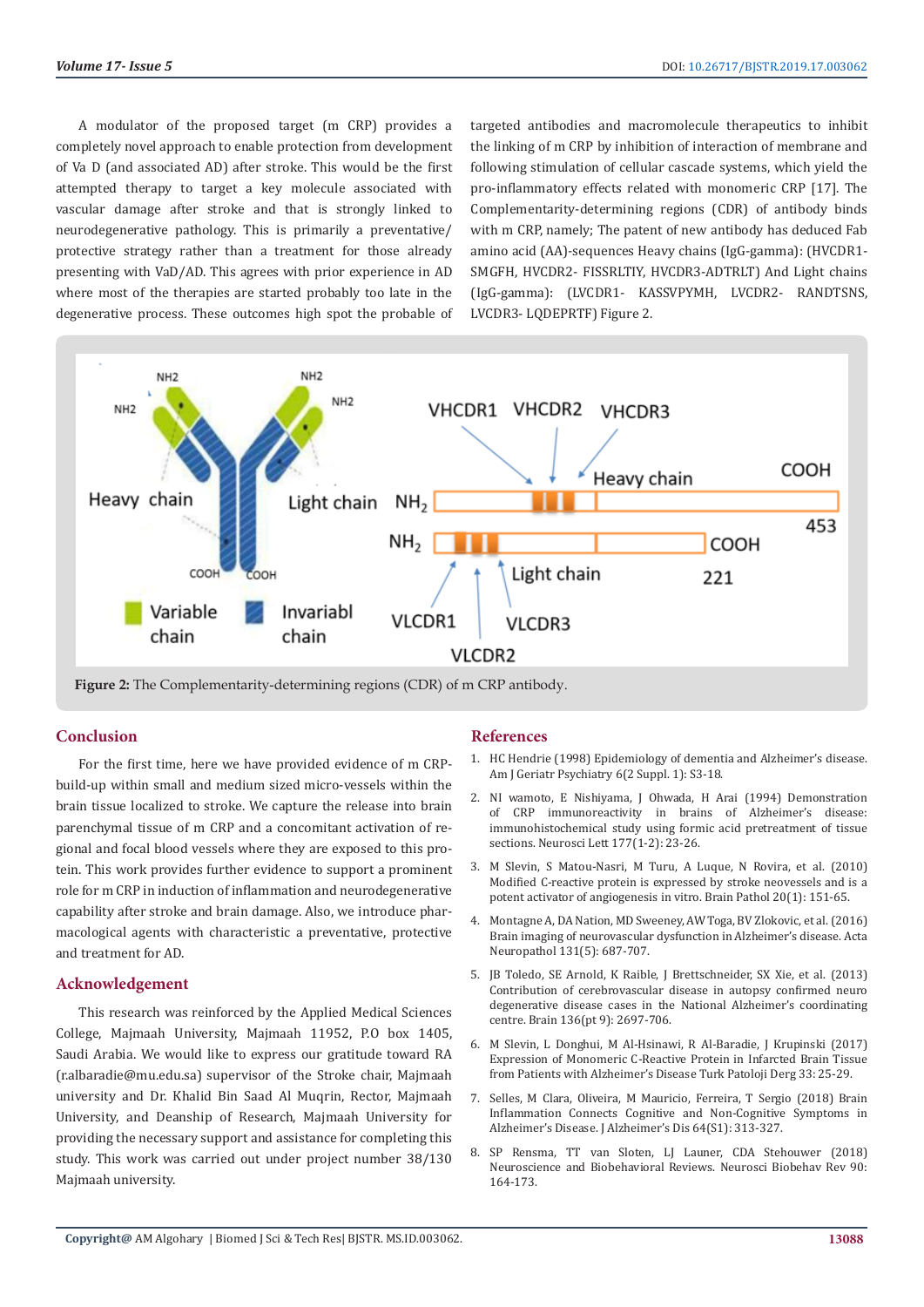A modulator of the proposed target (m CRP) provides a completely novel approach to enable protection from development of Va D (and associated AD) after stroke. This would be the first attempted therapy to target a key molecule associated with vascular damage after stroke and that is strongly linked to neurodegenerative pathology. This is primarily a preventative/protective strategy rather than a treatment for those already presenting with VaD/AD. This agrees with prior experience in AD where most of the therapies are started probably too late in the degenerative process. These outcomes high spot the probable of targeted antibodies and macromolecule therapeutics to inhibit the linking of m CRP by inhibition of interaction of membrane and following stimulation of cellular cascade systems, which yield the pro-inflammatory effects related with monomeric CRP [17]. The Complementarity-determining regions (CDR) of antibody binds with m CRP, namely; The patent of new antibody has deduced Fab amino acid (AA)-sequences Heavy chains (IgG-gamma): (HVCDR1-SMGFH, HVCDR2- FISSRLTIY, HVCDR3-ADTRLT) And Light chains (IgG-gamma): (LVCDR1- KASSVPYMH, LVCDR2- RANDTSNS, LVCDR3- LQDEPRTF) Figure 2.

**Figure 2:** The Complementarity-determining regions (CDR) of m CRP antibody.

## Conclusion

For the first time, here we have provided evidence of m CRP-build-up within small and medium sized micro-vessels within the brain tissue localized to stroke. We capture the release into brain parenchymal tissue of m CRP and a concomitant activation of regional and focal blood vessels where they are exposed to this protein. This work provides further evidence to support a prominent role for m CRP in induction of inflammation and neurodegenerative capability after stroke and brain damage. Also, we introduce pharmacological agents with characteristic a preventative, protective and treatment for AD.

## Acknowledgement

This research was reinforced by the Applied Medical Sciences College, Majmaah University, Majmaah 11952, P.O box 1405, Saudi Arabia. We would like to express our gratitude toward RA (r.albaradie@mu.edu.sa) supervisor of the Stroke chair, Majmaah university and Dr. Khalid Bin Saad Al Muqrin, Rector, Majmaah University, and Deanship of Research, Majmaah University for providing the necessary support and assistance for completing this study. This work was carried out under project number 38/130 Majmaah university.

## References

1. HC Hendrie (1998) Epidemiology of dementia and Alzheimer's disease. Am J Geriatr Psychiatry 6(2 Suppl. 1): S3-18.
2. NI wamoto, E Nishiyama, J Ohwada, H Arai (1994) Demonstration of CRP immunoreactivity in brains of Alzheimer's disease: immunohistochemical study using formic acid pretreatment of tissue sections. Neurosci Lett 177(1-2): 23-26.
3. M Slevin, S Matou-Nasri, M Turu, A Luque, N Rovira, et al. (2010) Modified C-reactive protein is expressed by stroke neovessels and is a potent activator of angiogenesis in vitro. Brain Pathol 20(1): 151-65.
4. Montagne A, DA Nation, MD Sweeney, AW Toga, BV Zlokovic, et al. (2016) Brain imaging of neurovascular dysfunction in Alzheimer's disease. Acta Neuropathol 131(5): 687-707.
5. JB Toledo, SE Arnold, K Raible, J Brettschneider, SX Xie, et al. (2013) Contribution of cerebrovascular disease in autopsy confirmed neuro degenerative disease cases in the National Alzheimer's coordinating centre. Brain 136(pt 9): 2697-706.
6. M Slevin, L Donghui, M Al-Hsinawi, R Al-Baradie, J Krupinski (2017) Expression of Monomeric C-Reactive Protein in Infarcted Brain Tissue from Patients with Alzheimer's Disease Turk Patoloji Derg 33: 25-29.
7. Selles, M Clara, Oliveira, M Mauricio, Ferreira, T Sergio (2018) Brain Inflammation Connects Cognitive and Non-Cognitive Symptoms in Alzheimer's Disease. J Alzheimer's Dis 64(S1): 313-327.
8. SP Rensma, TT van Sloten, LJ Launer, CDA Stehouwer (2018) Neuroscience and Biobehavioral Reviews. Neurosci Biobehav Rev 90: 164-173.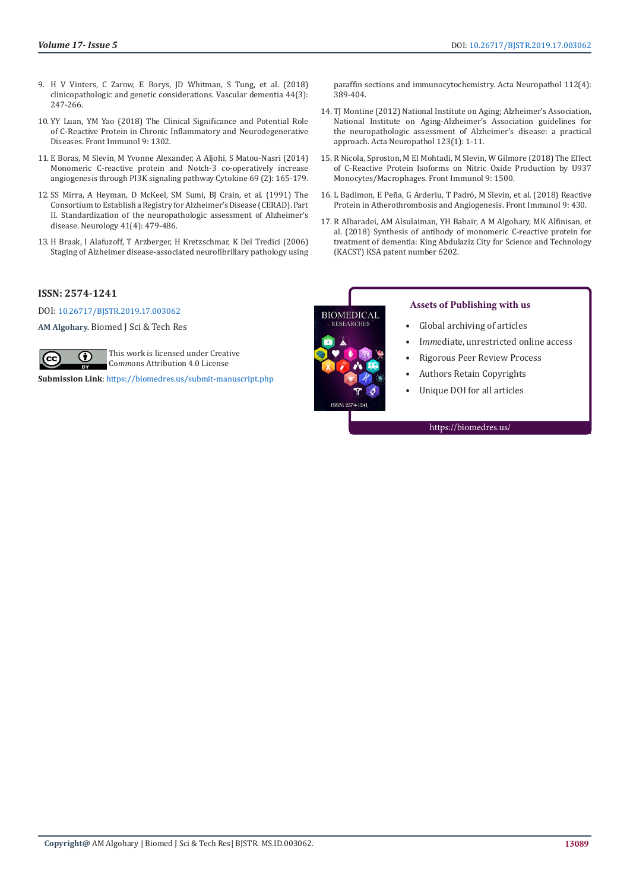9. H V Vinters, C Zarow, E Borys, JD Whitman, S Tung, et al. (2018) clinicopathologic and genetic considerations. Vascular dementia 44(3): 247-266.
10. YY Luan, YM Yao (2018) The Clinical Significance and Potential Role of C-Reactive Protein in Chronic Inflammatory and Neurodegenerative Diseases. Front Immunol 9: 1302.
11. E Boras, M Slevin, M Yvonne Alexander, A Aljohi, S Matou-Nasri (2014) Monomeric C-reactive protein and Notch-3 co-operatively increase angiogenesis through PI3K signaling pathway Cytokine 69 (2): 165-179.
12. SS Mirra, A Heyman, D McKeel, SM Sumi, BJ Crain, et al. (1991) The Consortium to Establish a Registry for Alzheimer's Disease (CERAD). Part II. Standardization of the neuropathologic assessment of Alzheimer's disease. Neurology 41(4): 479-486.
13. H Braak, I Alafuzoff, T Arzberger, H Kretzschmar, K Del Tredici (2006) Staging of Alzheimer disease-associated neurofibrillary pathology using paraffin sections and immunocytochemistry. Acta Neuropathol 112(4): 389-404.
14. TJ Montine (2012) National Institute on Aging; Alzheimer's Association, National Institute on Aging-Alzheimer's Association guidelines for the neuropathologic assessment of Alzheimer's disease: a practical approach. Acta Neuropathol 123(1): 1-11.
15. R Nicola, Sproston, M El Mohtadi, M Slevin, W Gilmore (2018) The Effect of C-Reactive Protein Isoforms on Nitric Oxide Production by U937 Monocytes/Macrophages. Front Immunol 9: 1500.
16. L Badimon, E Peña, G Arderiu, T Padró, M Slevin, et al. (2018) Reactive Protein in Atherothrombosis and Angiogenesis. Front Immunol 9: 430.
17. R Albaradei, AM Alsulaiman, YH Babair, A M Algohary, MK Alfinisan, et al. (2018) Synthesis of antibody of monomeric C-reactive protein for treatment of dementia: King Abdulaziz City for Science and Technology (KACST) KSA patent number 6202.

**ISSN: 2574-1241**

DOI: 10.26717/BJSTR.2019.17.003062

**AM Algohary.** Biomed J Sci & Tech Res

This work is licensed under Creative Commons Attribution 4.0 License

**Submission Link**: https://biomedres.us/submit-manuscript.php

**Assets of Publishing with us**

- Global archiving of articles
- Immediate, unrestricted online access
- Rigorous Peer Review Process
- Authors Retain Copyrights
- Unique DOI for all articles

https://biomedres.us/